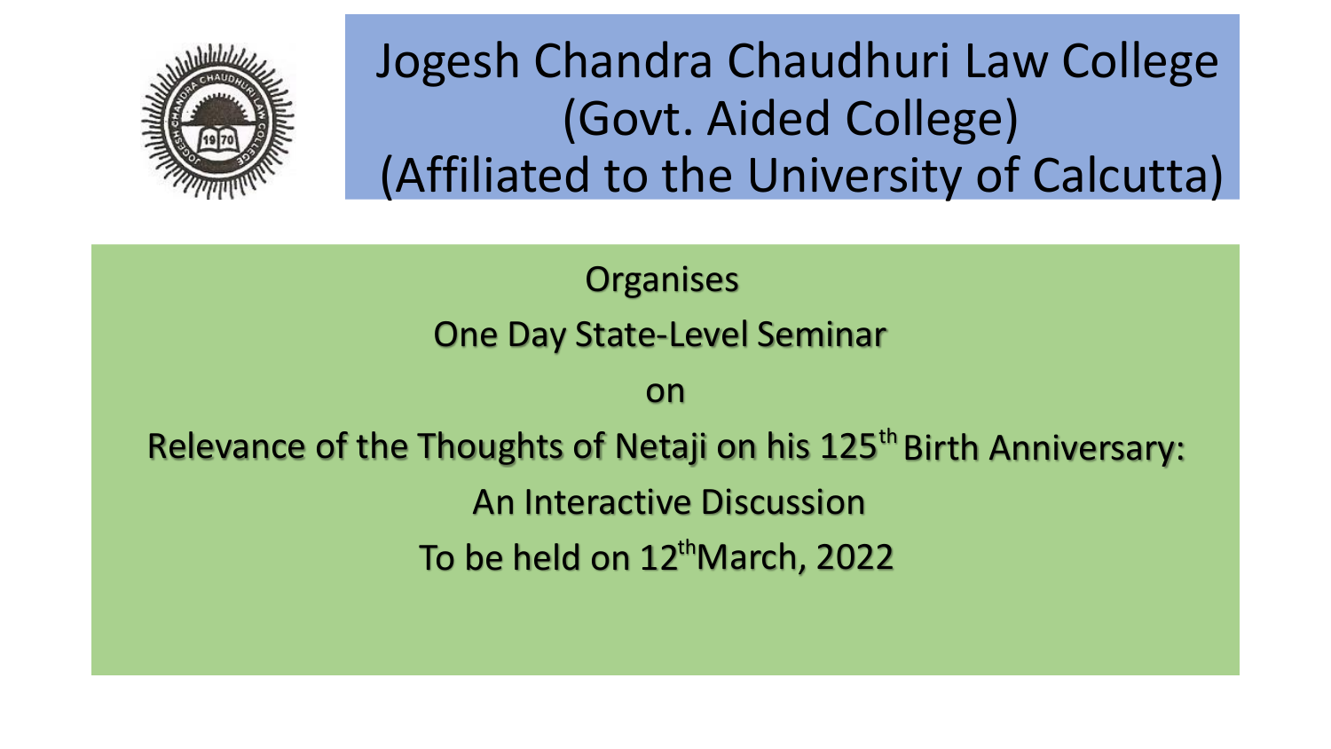# Jogesh Chandra Chaudhuri Law College
## (Govt. Aided College)
## (Affiliated to the University of Calcutta)

Organises

One Day State-Level Seminar

on

Relevance of the Thoughts of Netaji on his $125^{th}$ Birth Anniversary:

An Interactive Discussion

To be held on $12^{th}$ March, 2022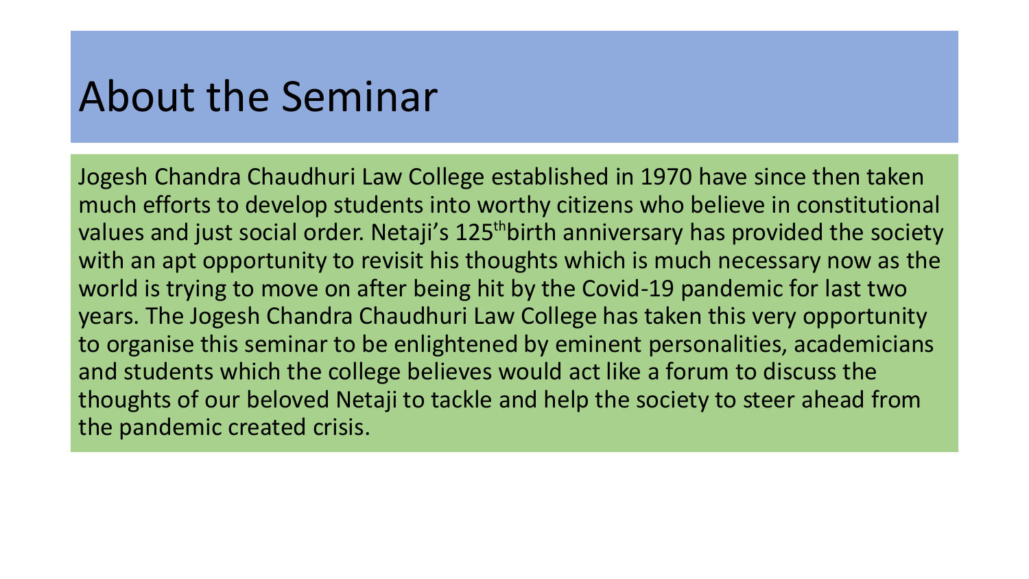# About the Seminar

Jogesh Chandra Chaudhuri Law College established in 1970 have since then taken much efforts to develop students into worthy citizens who believe in constitutional values and just social order. Netaji's 125th birth anniversary has provided the society with an apt opportunity to revisit his thoughts which is much necessary now as the world is trying to move on after being hit by the Covid-19 pandemic for last two years. The Jogesh Chandra Chaudhuri Law College has taken this very opportunity to organise this seminar to be enlightened by eminent personalities, academicians and students which the college believes would act like a forum to discuss the thoughts of our beloved Netaji to tackle and help the society to steer ahead from the pandemic created crisis.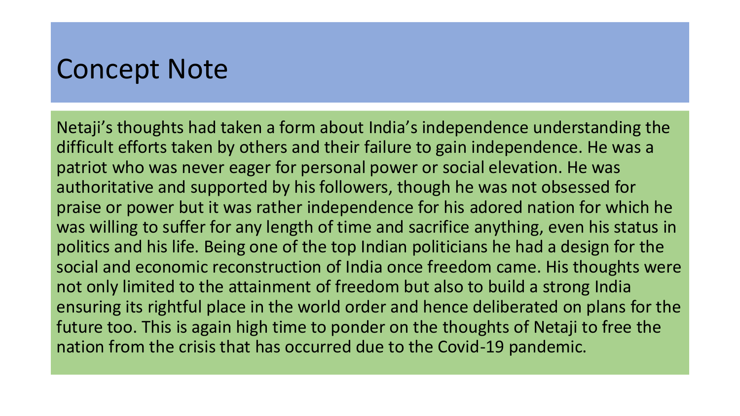# Concept Note

Netaji's thoughts had taken a form about India's independence understanding the difficult efforts taken by others and their failure to gain independence. He was a patriot who was never eager for personal power or social elevation. He was authoritative and supported by his followers, though he was not obsessed for praise or power but it was rather independence for his adored nation for which he was willing to suffer for any length of time and sacrifice anything, even his status in politics and his life. Being one of the top Indian politicians he had a design for the social and economic reconstruction of India once freedom came. His thoughts were not only limited to the attainment of freedom but also to build a strong India ensuring its rightful place in the world order and hence deliberated on plans for the future too. This is again high time to ponder on the thoughts of Netaji to free the nation from the crisis that has occurred due to the Covid-19 pandemic.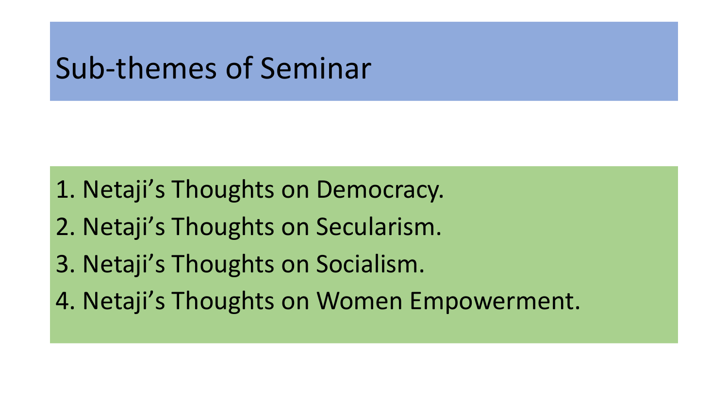# Sub-themes of Seminar

1. Netaji’s Thoughts on Democracy.
2. Netaji’s Thoughts on Secularism.
3. Netaji’s Thoughts on Socialism.
4. Netaji’s Thoughts on Women Empowerment.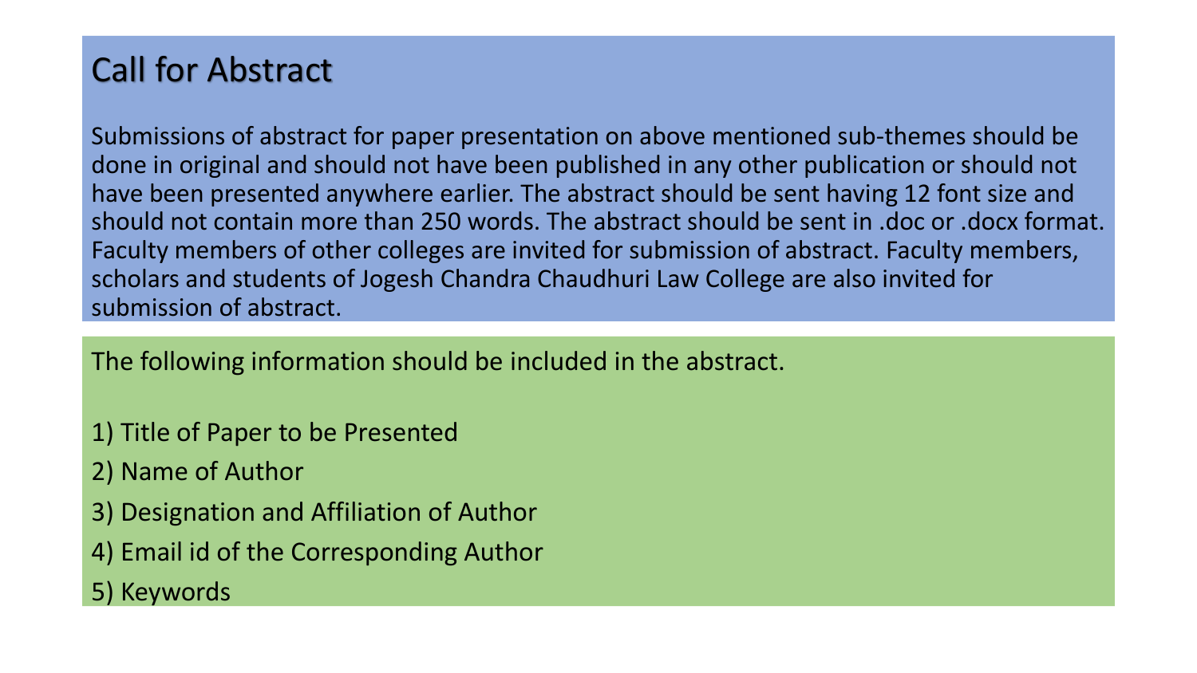# Call for Abstract

Submissions of abstract for paper presentation on above mentioned sub-themes should be done in original and should not have been published in any other publication or should not have been presented anywhere earlier. The abstract should be sent having 12 font size and should not contain more than 250 words. The abstract should be sent in .doc or .docx format. Faculty members of other colleges are invited for submission of abstract. Faculty members, scholars and students of Jogesh Chandra Chaudhuri Law College are also invited for submission of abstract.

The following information should be included in the abstract.

1) Title of Paper to be Presented
2) Name of Author
3) Designation and Affiliation of Author
4) Email id of the Corresponding Author
5) Keywords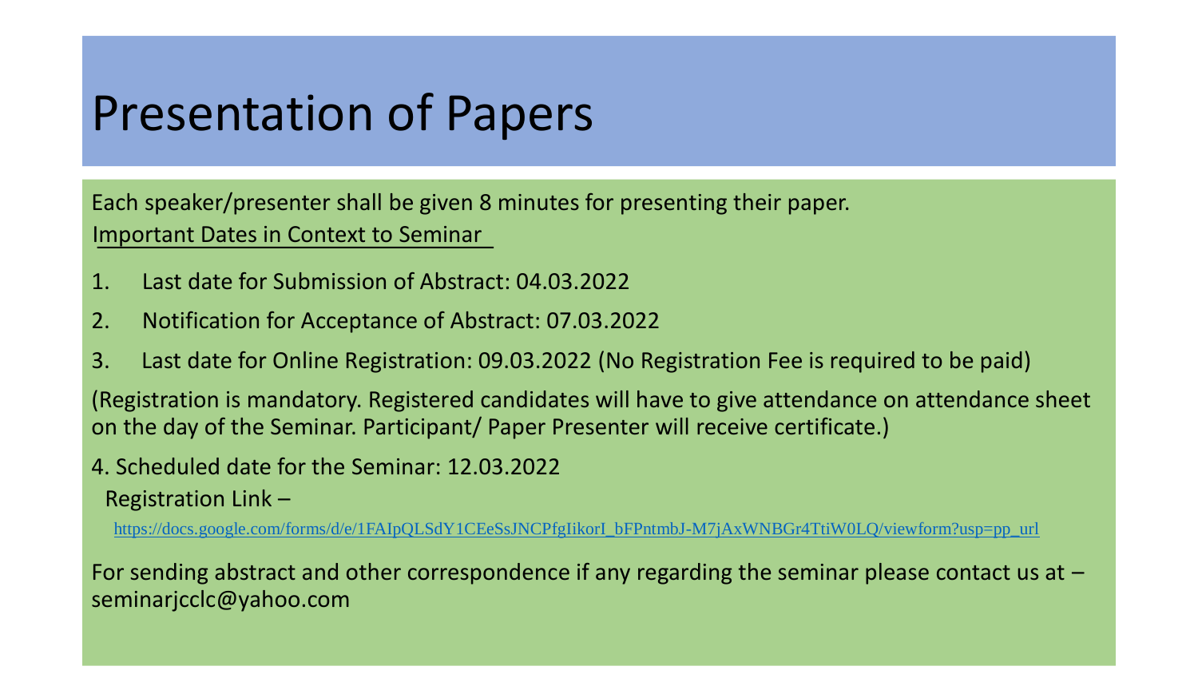# Presentation of Papers

Each speaker/presenter shall be given 8 minutes for presenting their paper.

Important Dates in Context to Seminar

1. Last date for Submission of Abstract: 04.03.2022
2. Notification for Acceptance of Abstract: 07.03.2022
3. Last date for Online Registration: 09.03.2022 (No Registration Fee is required to be paid)

(Registration is mandatory. Registered candidates will have to give attendance on attendance sheet on the day of the Seminar. Participant/ Paper Presenter will receive certificate.)

4. Scheduled date for the Seminar: 12.03.2022

Registration Link –

https://docs.google.com/forms/d/e/1FAIpQLSdY1CEeSsJNCPfgIikorI_bFPntmbJ-M7jAxWNBGr4TtiW0LQ/viewform?usp=pp_url

For sending abstract and other correspondence if any regarding the seminar please contact us at – seminarjcclc@yahoo.com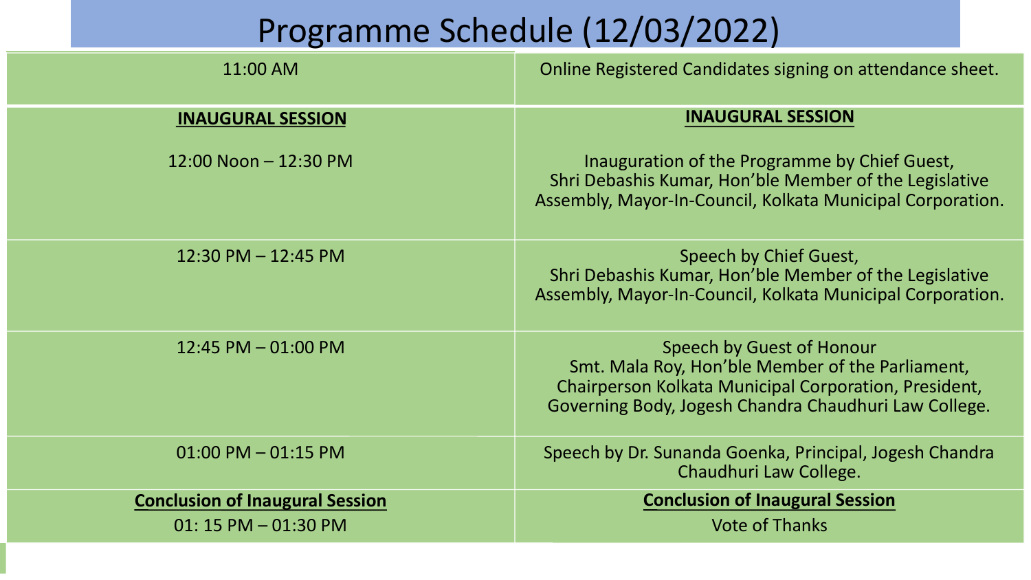# Programme Schedule (12/03/2022)

| | |
|---|---|
| 11:00 AM | Online Registered Candidates signing on attendance sheet. |
| **INAUGURAL SESSION**<br><br>12:00 Noon – 12:30 PM | **INAUGURAL SESSION**<br><br>Inauguration of the Programme by Chief Guest, Shri Debashis Kumar, Hon'ble Member of the Legislative Assembly, Mayor-In-Council, Kolkata Municipal Corporation. |
| 12:30 PM – 12:45 PM | Speech by Chief Guest, Shri Debashis Kumar, Hon'ble Member of the Legislative Assembly, Mayor-In-Council, Kolkata Municipal Corporation. |
| 12:45 PM – 01:00 PM | Speech by Guest of Honour Smt. Mala Roy, Hon'ble Member of the Parliament, Chairperson Kolkata Municipal Corporation, President, Governing Body, Jogesh Chandra Chaudhuri Law College. |
| 01:00 PM – 01:15 PM | Speech by Dr. Sunanda Goenka, Principal, Jogesh Chandra Chaudhuri Law College. |
| **Conclusion of Inaugural Session**<br>01: 15 PM – 01:30 PM | **Conclusion of Inaugural Session**<br>Vote of Thanks |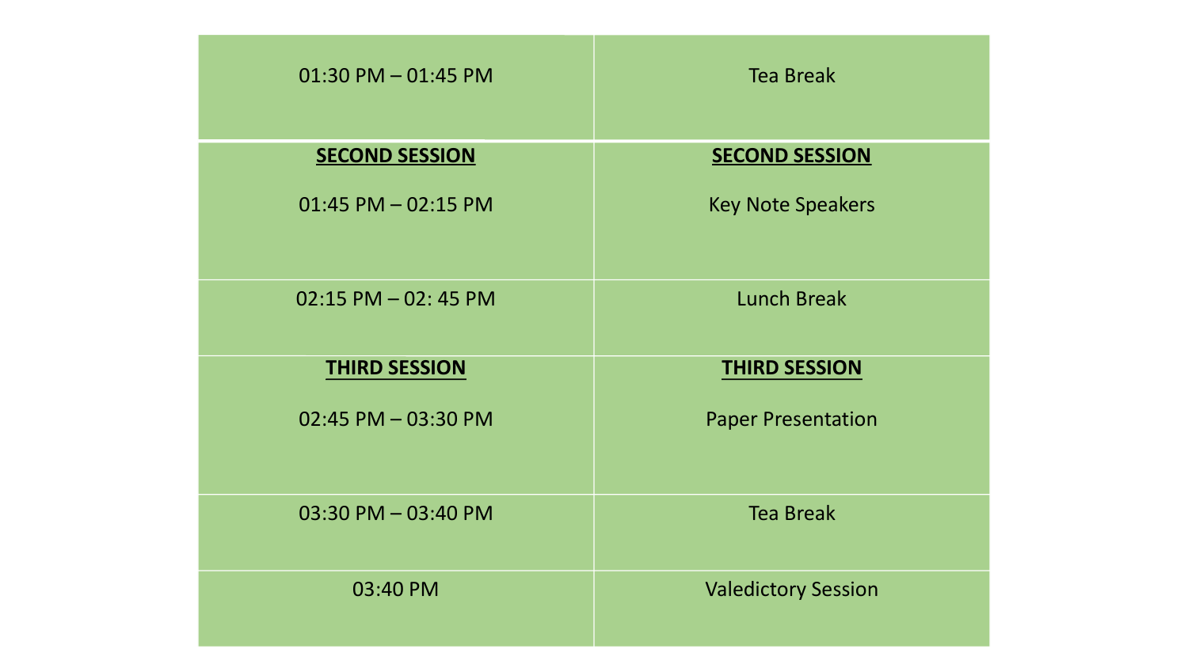| | |
|---|---|
| 01:30 PM – 01:45 PM | Tea Break |
| **SECOND SESSION** 01:45 PM – 02:15 PM | **SECOND SESSION** Key Note Speakers |
| 02:15 PM – 02: 45 PM | Lunch Break |
| **THIRD SESSION** 02:45 PM – 03:30 PM | **THIRD SESSION** Paper Presentation |
| 03:30 PM – 03:40 PM | Tea Break |
| 03:40 PM | Valedictory Session |